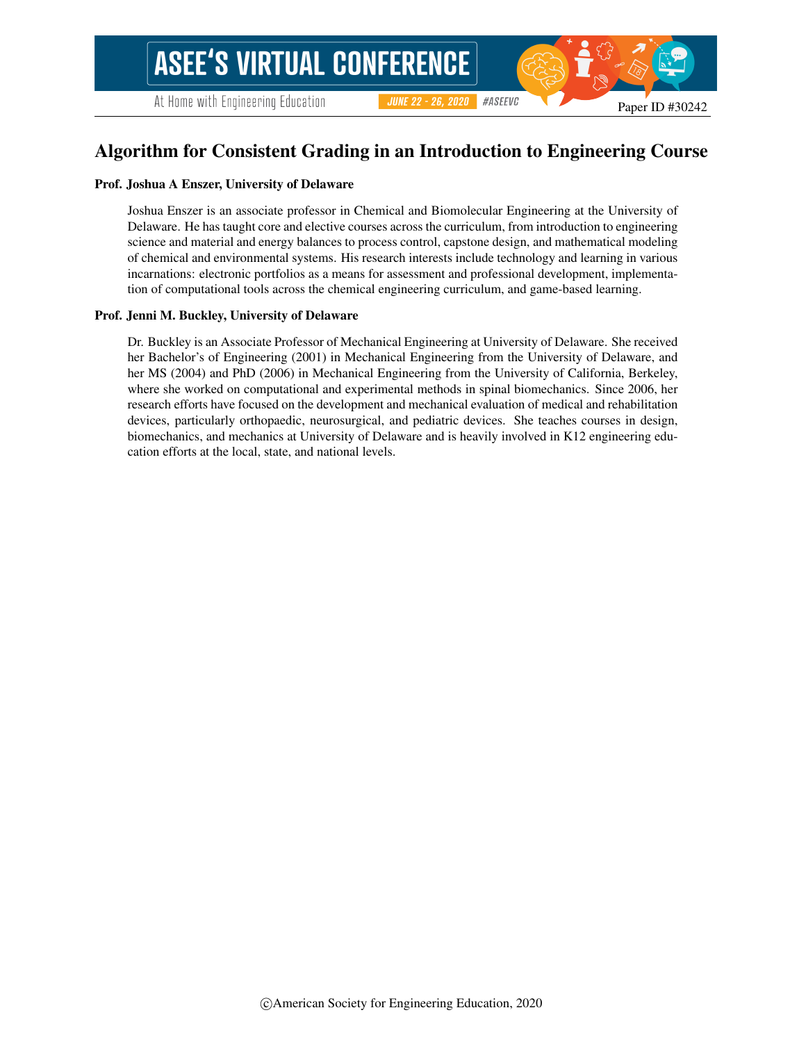# Algorithm for Consistent Grading in an Introduction to Engineering Course

**Prof. Joshua A Enszer, University of Delaware**

Joshua Enszer is an associate professor in Chemical and Biomolecular Engineering at the University of Delaware. He has taught core and elective courses across the curriculum, from introduction to engineering science and material and energy balances to process control, capstone design, and mathematical modeling of chemical and environmental systems. His research interests include technology and learning in various incarnations: electronic portfolios as a means for assessment and professional development, implementation of computational tools across the chemical engineering curriculum, and game-based learning.

**Prof. Jenni M. Buckley, University of Delaware**

Dr. Buckley is an Associate Professor of Mechanical Engineering at University of Delaware. She received her Bachelor's of Engineering (2001) in Mechanical Engineering from the University of Delaware, and her MS (2004) and PhD (2006) in Mechanical Engineering from the University of California, Berkeley, where she worked on computational and experimental methods in spinal biomechanics. Since 2006, her research efforts have focused on the development and mechanical evaluation of medical and rehabilitation devices, particularly orthopaedic, neurosurgical, and pediatric devices. She teaches courses in design, biomechanics, and mechanics at University of Delaware and is heavily involved in K12 engineering education efforts at the local, state, and national levels.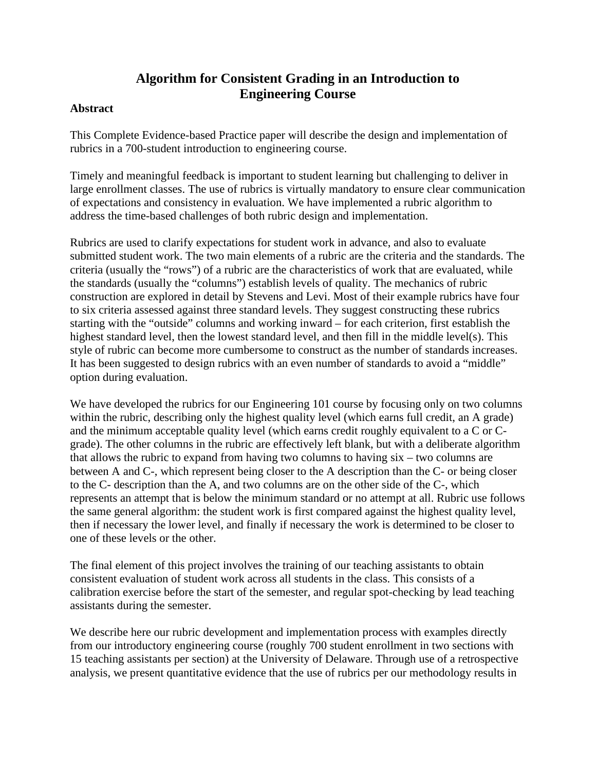# Algorithm for Consistent Grading in an Introduction to Engineering Course

**Abstract**

This Complete Evidence-based Practice paper will describe the design and implementation of rubrics in a 700-student introduction to engineering course.

Timely and meaningful feedback is important to student learning but challenging to deliver in large enrollment classes. The use of rubrics is virtually mandatory to ensure clear communication of expectations and consistency in evaluation. We have implemented a rubric algorithm to address the time-based challenges of both rubric design and implementation.

Rubrics are used to clarify expectations for student work in advance, and also to evaluate submitted student work. The two main elements of a rubric are the criteria and the standards. The criteria (usually the "rows") of a rubric are the characteristics of work that are evaluated, while the standards (usually the "columns") establish levels of quality. The mechanics of rubric construction are explored in detail by Stevens and Levi. Most of their example rubrics have four to six criteria assessed against three standard levels. They suggest constructing these rubrics starting with the "outside" columns and working inward – for each criterion, first establish the highest standard level, then the lowest standard level, and then fill in the middle level(s). This style of rubric can become more cumbersome to construct as the number of standards increases. It has been suggested to design rubrics with an even number of standards to avoid a "middle" option during evaluation.

We have developed the rubrics for our Engineering 101 course by focusing only on two columns within the rubric, describing only the highest quality level (which earns full credit, an A grade) and the minimum acceptable quality level (which earns credit roughly equivalent to a C or C- grade). The other columns in the rubric are effectively left blank, but with a deliberate algorithm that allows the rubric to expand from having two columns to having six – two columns are between A and C-, which represent being closer to the A description than the C- or being closer to the C- description than the A, and two columns are on the other side of the C-, which represents an attempt that is below the minimum standard or no attempt at all. Rubric use follows the same general algorithm: the student work is first compared against the highest quality level, then if necessary the lower level, and finally if necessary the work is determined to be closer to one of these levels or the other.

The final element of this project involves the training of our teaching assistants to obtain consistent evaluation of student work across all students in the class. This consists of a calibration exercise before the start of the semester, and regular spot-checking by lead teaching assistants during the semester.

We describe here our rubric development and implementation process with examples directly from our introductory engineering course (roughly 700 student enrollment in two sections with 15 teaching assistants per section) at the University of Delaware. Through use of a retrospective analysis, we present quantitative evidence that the use of rubrics per our methodology results in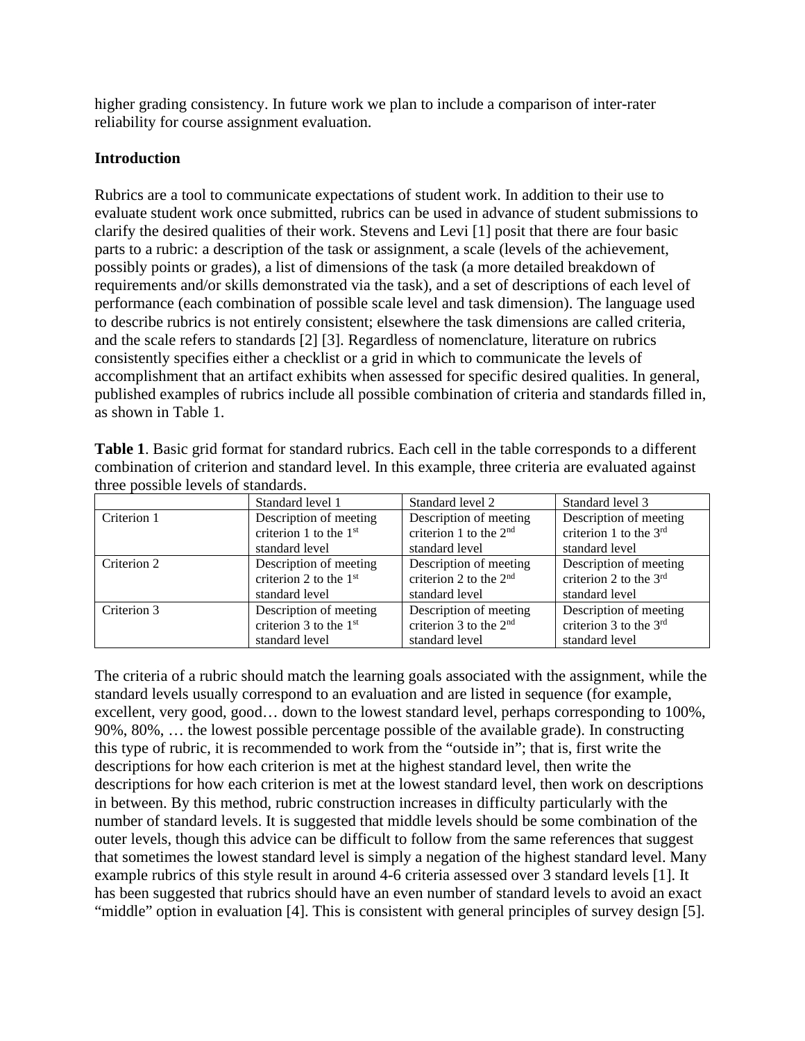higher grading consistency. In future work we plan to include a comparison of inter-rater reliability for course assignment evaluation.

## Introduction

Rubrics are a tool to communicate expectations of student work. In addition to their use to evaluate student work once submitted, rubrics can be used in advance of student submissions to clarify the desired qualities of their work. Stevens and Levi [1] posit that there are four basic parts to a rubric: a description of the task or assignment, a scale (levels of the achievement, possibly points or grades), a list of dimensions of the task (a more detailed breakdown of requirements and/or skills demonstrated via the task), and a set of descriptions of each level of performance (each combination of possible scale level and task dimension). The language used to describe rubrics is not entirely consistent; elsewhere the task dimensions are called criteria, and the scale refers to standards [2] [3]. Regardless of nomenclature, literature on rubrics consistently specifies either a checklist or a grid in which to communicate the levels of accomplishment that an artifact exhibits when assessed for specific desired qualities. In general, published examples of rubrics include all possible combination of criteria and standards filled in, as shown in Table 1.

**Table 1**. Basic grid format for standard rubrics. Each cell in the table corresponds to a different combination of criterion and standard level. In this example, three criteria are evaluated against three possible levels of standards.

| | Standard level 1 | Standard level 2 | Standard level 3 |
|---|---|---|---|
| Criterion 1 | Description of meeting criterion 1 to the 1st standard level | Description of meeting criterion 1 to the 2nd standard level | Description of meeting criterion 1 to the 3rd standard level |
| Criterion 2 | Description of meeting criterion 2 to the 1st standard level | Description of meeting criterion 2 to the 2nd standard level | Description of meeting criterion 2 to the 3rd standard level |
| Criterion 3 | Description of meeting criterion 3 to the 1st standard level | Description of meeting criterion 3 to the 2nd standard level | Description of meeting criterion 3 to the 3rd standard level |

The criteria of a rubric should match the learning goals associated with the assignment, while the standard levels usually correspond to an evaluation and are listed in sequence (for example, excellent, very good, good… down to the lowest standard level, perhaps corresponding to 100%, 90%, 80%, … the lowest possible percentage possible of the available grade). In constructing this type of rubric, it is recommended to work from the "outside in"; that is, first write the descriptions for how each criterion is met at the highest standard level, then write the descriptions for how each criterion is met at the lowest standard level, then work on descriptions in between. By this method, rubric construction increases in difficulty particularly with the number of standard levels. It is suggested that middle levels should be some combination of the outer levels, though this advice can be difficult to follow from the same references that suggest that sometimes the lowest standard level is simply a negation of the highest standard level. Many example rubrics of this style result in around 4-6 criteria assessed over 3 standard levels [1]. It has been suggested that rubrics should have an even number of standard levels to avoid an exact "middle" option in evaluation [4]. This is consistent with general principles of survey design [5].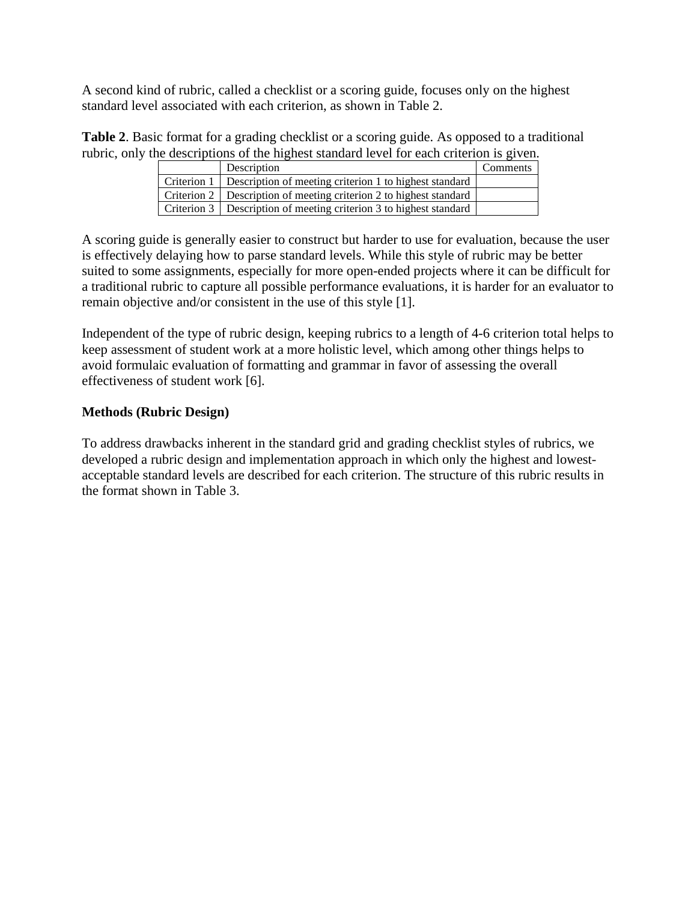A second kind of rubric, called a checklist or a scoring guide, focuses only on the highest standard level associated with each criterion, as shown in Table 2.

**Table 2**. Basic format for a grading checklist or a scoring guide. As opposed to a traditional rubric, only the descriptions of the highest standard level for each criterion is given.

| | Description | Comments |
|---|---|---|
| Criterion 1 | Description of meeting criterion 1 to highest standard | |
| Criterion 2 | Description of meeting criterion 2 to highest standard | |
| Criterion 3 | Description of meeting criterion 3 to highest standard | |

A scoring guide is generally easier to construct but harder to use for evaluation, because the user is effectively delaying how to parse standard levels. While this style of rubric may be better suited to some assignments, especially for more open-ended projects where it can be difficult for a traditional rubric to capture all possible performance evaluations, it is harder for an evaluator to remain objective and/or consistent in the use of this style [1].

Independent of the type of rubric design, keeping rubrics to a length of 4-6 criterion total helps to keep assessment of student work at a more holistic level, which among other things helps to avoid formulaic evaluation of formatting and grammar in favor of assessing the overall effectiveness of student work [6].

**Methods (Rubric Design)**

To address drawbacks inherent in the standard grid and grading checklist styles of rubrics, we developed a rubric design and implementation approach in which only the highest and lowest-acceptable standard levels are described for each criterion. The structure of this rubric results in the format shown in Table 3.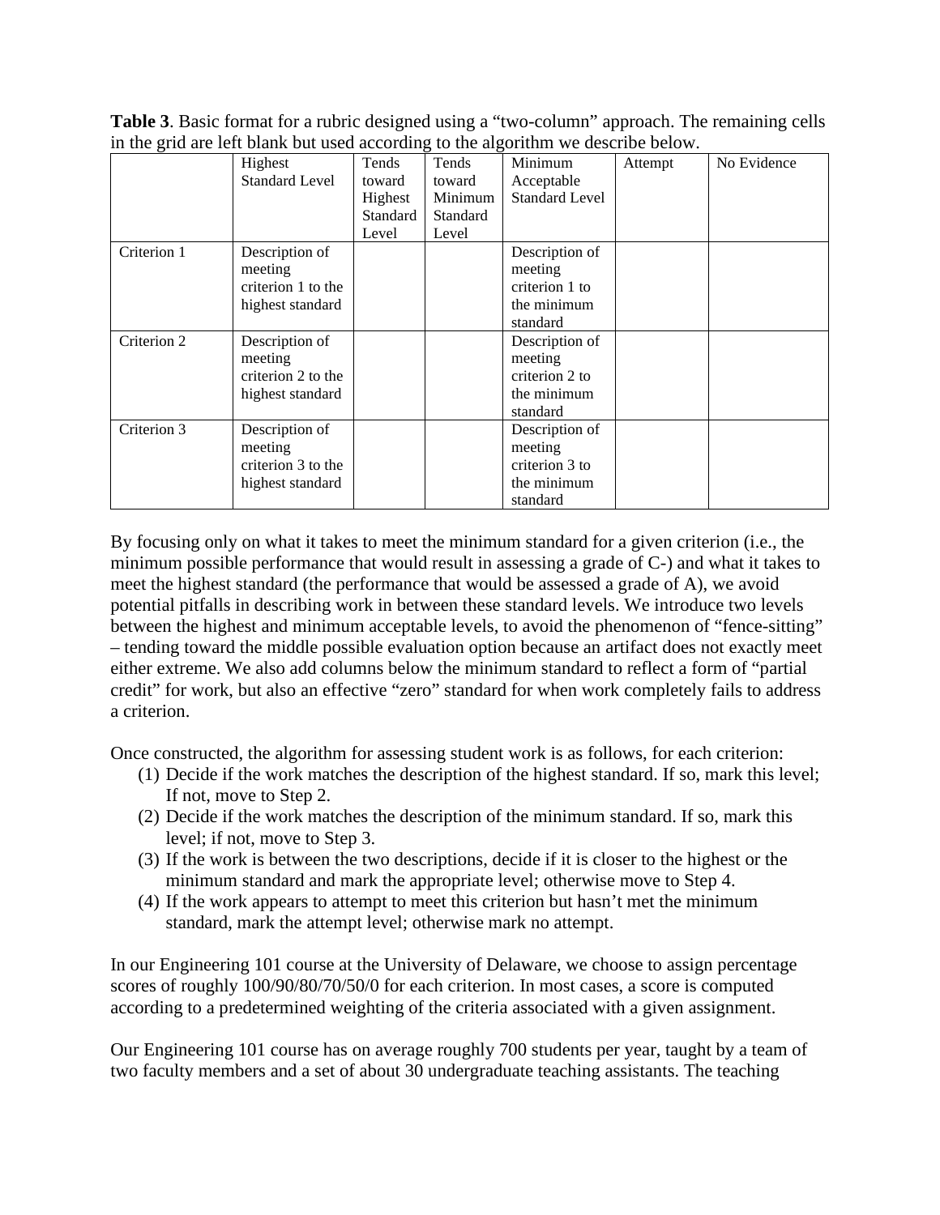**Table 3**. Basic format for a rubric designed using a "two-column" approach. The remaining cells in the grid are left blank but used according to the algorithm we describe below.

| | Highest Standard Level | Tends toward Highest Standard Level | Tends toward Minimum Standard Level | Minimum Acceptable Standard Level | Attempt | No Evidence |
|---|---|---|---|---|---|---|
| Criterion 1 | Description of meeting criterion 1 to the highest standard | | | Description of meeting criterion 1 to the minimum standard | | |
| Criterion 2 | Description of meeting criterion 2 to the highest standard | | | Description of meeting criterion 2 to the minimum standard | | |
| Criterion 3 | Description of meeting criterion 3 to the highest standard | | | Description of meeting criterion 3 to the minimum standard | | |

By focusing only on what it takes to meet the minimum standard for a given criterion (i.e., the minimum possible performance that would result in assessing a grade of C-) and what it takes to meet the highest standard (the performance that would be assessed a grade of A), we avoid potential pitfalls in describing work in between these standard levels. We introduce two levels between the highest and minimum acceptable levels, to avoid the phenomenon of "fence-sitting" – tending toward the middle possible evaluation option because an artifact does not exactly meet either extreme. We also add columns below the minimum standard to reflect a form of "partial credit" for work, but also an effective "zero" standard for when work completely fails to address a criterion.

Once constructed, the algorithm for assessing student work is as follows, for each criterion:

1. Decide if the work matches the description of the highest standard. If so, mark this level; If not, move to Step 2.
2. Decide if the work matches the description of the minimum standard. If so, mark this level; if not, move to Step 3.
3. If the work is between the two descriptions, decide if it is closer to the highest or the minimum standard and mark the appropriate level; otherwise move to Step 4.
4. If the work appears to attempt to meet this criterion but hasn't met the minimum standard, mark the attempt level; otherwise mark no attempt.

In our Engineering 101 course at the University of Delaware, we choose to assign percentage scores of roughly 100/90/80/70/50/0 for each criterion. In most cases, a score is computed according to a predetermined weighting of the criteria associated with a given assignment.

Our Engineering 101 course has on average roughly 700 students per year, taught by a team of two faculty members and a set of about 30 undergraduate teaching assistants. The teaching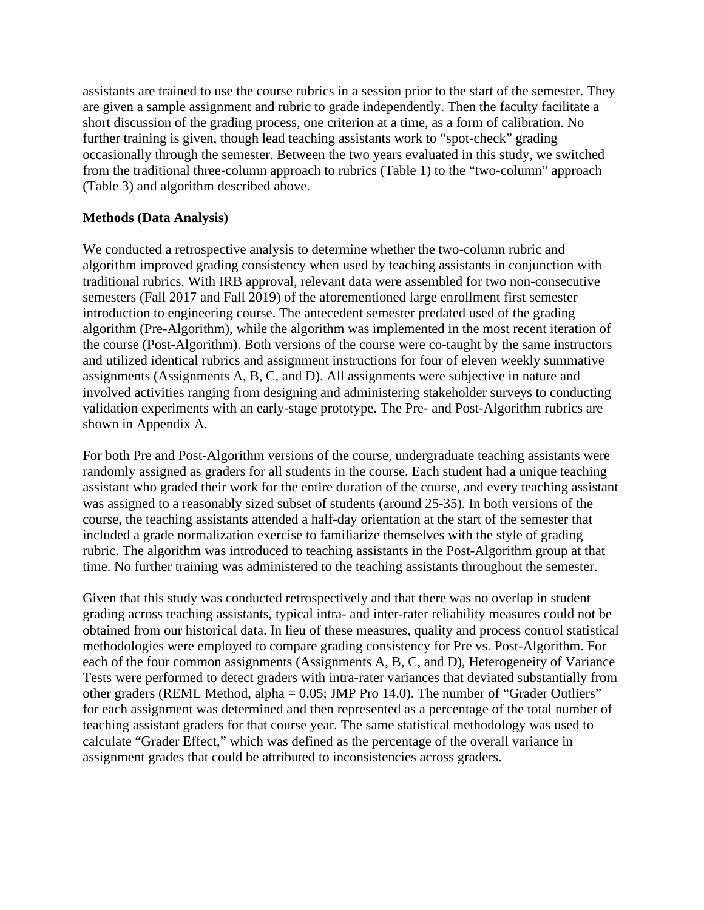assistants are trained to use the course rubrics in a session prior to the start of the semester. They are given a sample assignment and rubric to grade independently. Then the faculty facilitate a short discussion of the grading process, one criterion at a time, as a form of calibration. No further training is given, though lead teaching assistants work to "spot-check" grading occasionally through the semester. Between the two years evaluated in this study, we switched from the traditional three-column approach to rubrics (Table 1) to the "two-column" approach (Table 3) and algorithm described above.

**Methods (Data Analysis)**

We conducted a retrospective analysis to determine whether the two-column rubric and algorithm improved grading consistency when used by teaching assistants in conjunction with traditional rubrics. With IRB approval, relevant data were assembled for two non-consecutive semesters (Fall 2017 and Fall 2019) of the aforementioned large enrollment first semester introduction to engineering course. The antecedent semester predated used of the grading algorithm (Pre-Algorithm), while the algorithm was implemented in the most recent iteration of the course (Post-Algorithm). Both versions of the course were co-taught by the same instructors and utilized identical rubrics and assignment instructions for four of eleven weekly summative assignments (Assignments A, B, C, and D). All assignments were subjective in nature and involved activities ranging from designing and administering stakeholder surveys to conducting validation experiments with an early-stage prototype. The Pre- and Post-Algorithm rubrics are shown in Appendix A.

For both Pre and Post-Algorithm versions of the course, undergraduate teaching assistants were randomly assigned as graders for all students in the course. Each student had a unique teaching assistant who graded their work for the entire duration of the course, and every teaching assistant was assigned to a reasonably sized subset of students (around 25-35). In both versions of the course, the teaching assistants attended a half-day orientation at the start of the semester that included a grade normalization exercise to familiarize themselves with the style of grading rubric. The algorithm was introduced to teaching assistants in the Post-Algorithm group at that time. No further training was administered to the teaching assistants throughout the semester.

Given that this study was conducted retrospectively and that there was no overlap in student grading across teaching assistants, typical intra- and inter-rater reliability measures could not be obtained from our historical data. In lieu of these measures, quality and process control statistical methodologies were employed to compare grading consistency for Pre vs. Post-Algorithm. For each of the four common assignments (Assignments A, B, C, and D), Heterogeneity of Variance Tests were performed to detect graders with intra-rater variances that deviated substantially from other graders (REML Method, alpha = 0.05; JMP Pro 14.0). The number of "Grader Outliers" for each assignment was determined and then represented as a percentage of the total number of teaching assistant graders for that course year. The same statistical methodology was used to calculate "Grader Effect," which was defined as the percentage of the overall variance in assignment grades that could be attributed to inconsistencies across graders.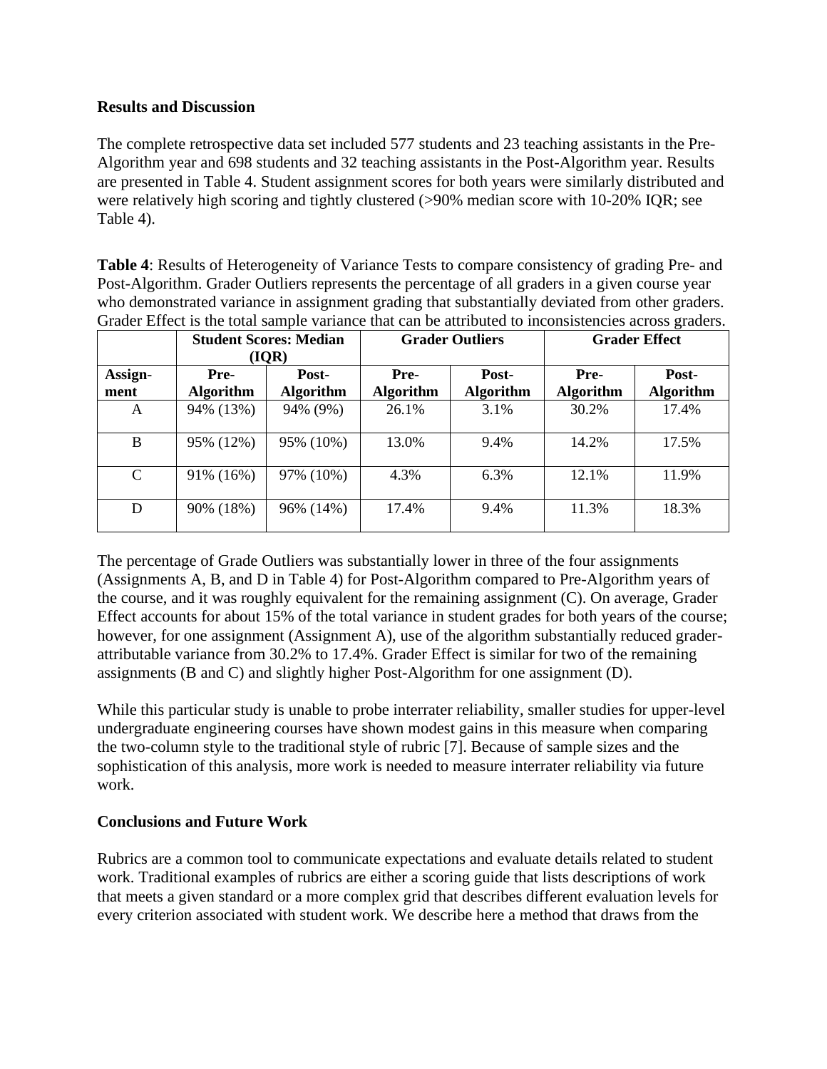**Results and Discussion**

The complete retrospective data set included 577 students and 23 teaching assistants in the Pre-Algorithm year and 698 students and 32 teaching assistants in the Post-Algorithm year. Results are presented in Table 4. Student assignment scores for both years were similarly distributed and were relatively high scoring and tightly clustered (>90% median score with 10-20% IQR; see Table 4).

**Table 4**: Results of Heterogeneity of Variance Tests to compare consistency of grading Pre- and Post-Algorithm. Grader Outliers represents the percentage of all graders in a given course year who demonstrated variance in assignment grading that substantially deviated from other graders. Grader Effect is the total sample variance that can be attributed to inconsistencies across graders.

| | **Student Scores: Median (IQR)** | | **Grader Outliers** | | **Grader Effect** | |
|---|---|---|---|---|---|---|
| **Assign-ment** | **Pre-Algorithm** | **Post-Algorithm** | **Pre-Algorithm** | **Post-Algorithm** | **Pre-Algorithm** | **Post-Algorithm** |
| A | 94% (13%) | 94% (9%) | 26.1% | 3.1% | 30.2% | 17.4% |
| B | 95% (12%) | 95% (10%) | 13.0% | 9.4% | 14.2% | 17.5% |
| C | 91% (16%) | 97% (10%) | 4.3% | 6.3% | 12.1% | 11.9% |
| D | 90% (18%) | 96% (14%) | 17.4% | 9.4% | 11.3% | 18.3% |

The percentage of Grade Outliers was substantially lower in three of the four assignments (Assignments A, B, and D in Table 4) for Post-Algorithm compared to Pre-Algorithm years of the course, and it was roughly equivalent for the remaining assignment (C). On average, Grader Effect accounts for about 15% of the total variance in student grades for both years of the course; however, for one assignment (Assignment A), use of the algorithm substantially reduced grader-attributable variance from 30.2% to 17.4%. Grader Effect is similar for two of the remaining assignments (B and C) and slightly higher Post-Algorithm for one assignment (D).

While this particular study is unable to probe interrater reliability, smaller studies for upper-level undergraduate engineering courses have shown modest gains in this measure when comparing the two-column style to the traditional style of rubric [7]. Because of sample sizes and the sophistication of this analysis, more work is needed to measure interrater reliability via future work.

**Conclusions and Future Work**

Rubrics are a common tool to communicate expectations and evaluate details related to student work. Traditional examples of rubrics are either a scoring guide that lists descriptions of work that meets a given standard or a more complex grid that describes different evaluation levels for every criterion associated with student work. We describe here a method that draws from the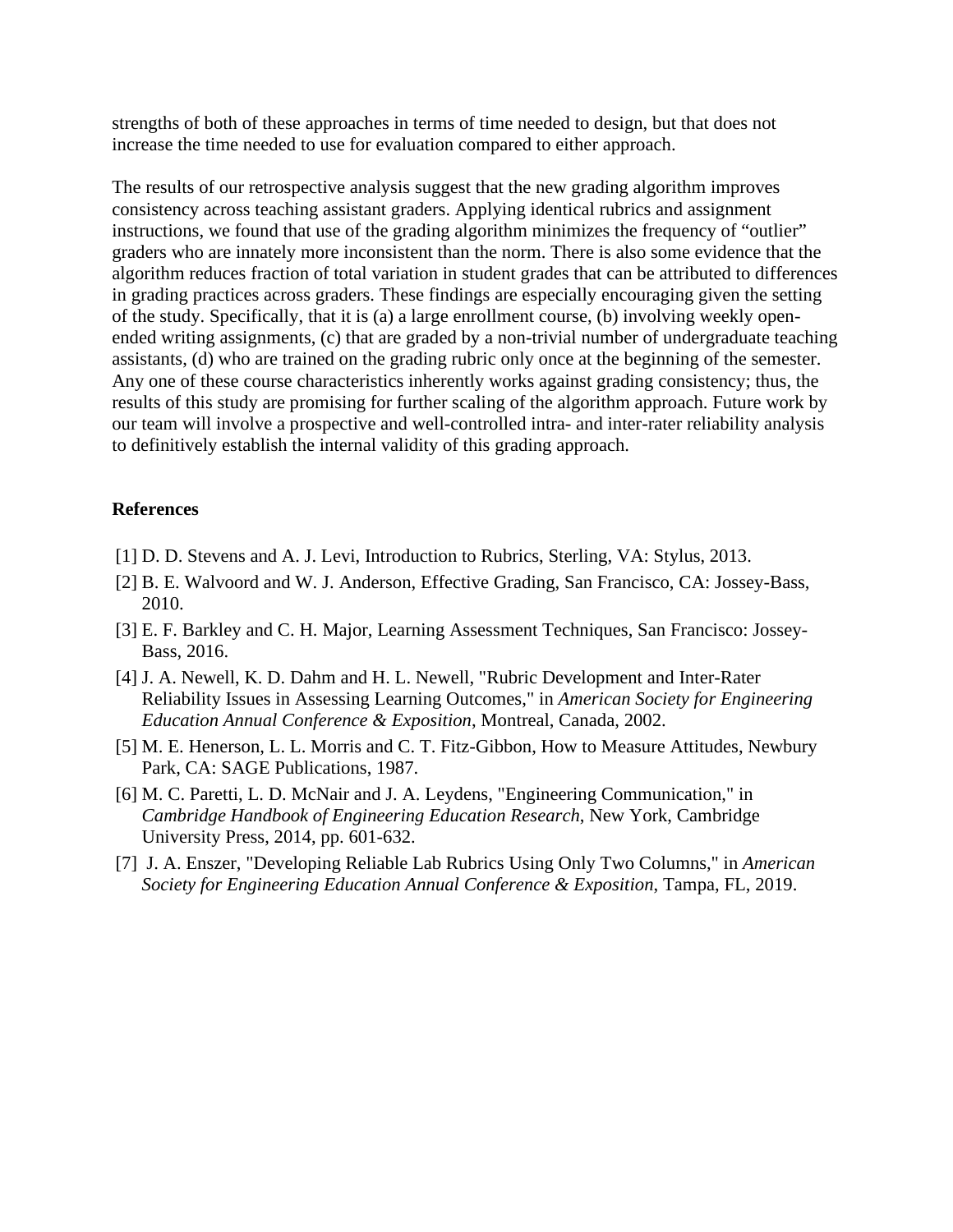strengths of both of these approaches in terms of time needed to design, but that does not increase the time needed to use for evaluation compared to either approach.

The results of our retrospective analysis suggest that the new grading algorithm improves consistency across teaching assistant graders. Applying identical rubrics and assignment instructions, we found that use of the grading algorithm minimizes the frequency of "outlier" graders who are innately more inconsistent than the norm. There is also some evidence that the algorithm reduces fraction of total variation in student grades that can be attributed to differences in grading practices across graders. These findings are especially encouraging given the setting of the study. Specifically, that it is (a) a large enrollment course, (b) involving weekly open-ended writing assignments, (c) that are graded by a non-trivial number of undergraduate teaching assistants, (d) who are trained on the grading rubric only once at the beginning of the semester. Any one of these course characteristics inherently works against grading consistency; thus, the results of this study are promising for further scaling of the algorithm approach. Future work by our team will involve a prospective and well-controlled intra- and inter-rater reliability analysis to definitively establish the internal validity of this grading approach.

**References**

[1] D. D. Stevens and A. J. Levi, Introduction to Rubrics, Sterling, VA: Stylus, 2013.

[2] B. E. Walvoord and W. J. Anderson, Effective Grading, San Francisco, CA: Jossey-Bass, 2010.

[3] E. F. Barkley and C. H. Major, Learning Assessment Techniques, San Francisco: Jossey-Bass, 2016.

[4] J. A. Newell, K. D. Dahm and H. L. Newell, "Rubric Development and Inter-Rater Reliability Issues in Assessing Learning Outcomes," in *American Society for Engineering Education Annual Conference & Exposition*, Montreal, Canada, 2002.

[5] M. E. Henerson, L. L. Morris and C. T. Fitz-Gibbon, How to Measure Attitudes, Newbury Park, CA: SAGE Publications, 1987.

[6] M. C. Paretti, L. D. McNair and J. A. Leydens, "Engineering Communication," in *Cambridge Handbook of Engineering Education Research*, New York, Cambridge University Press, 2014, pp. 601-632.

[7] J. A. Enszer, "Developing Reliable Lab Rubrics Using Only Two Columns," in *American Society for Engineering Education Annual Conference & Exposition*, Tampa, FL, 2019.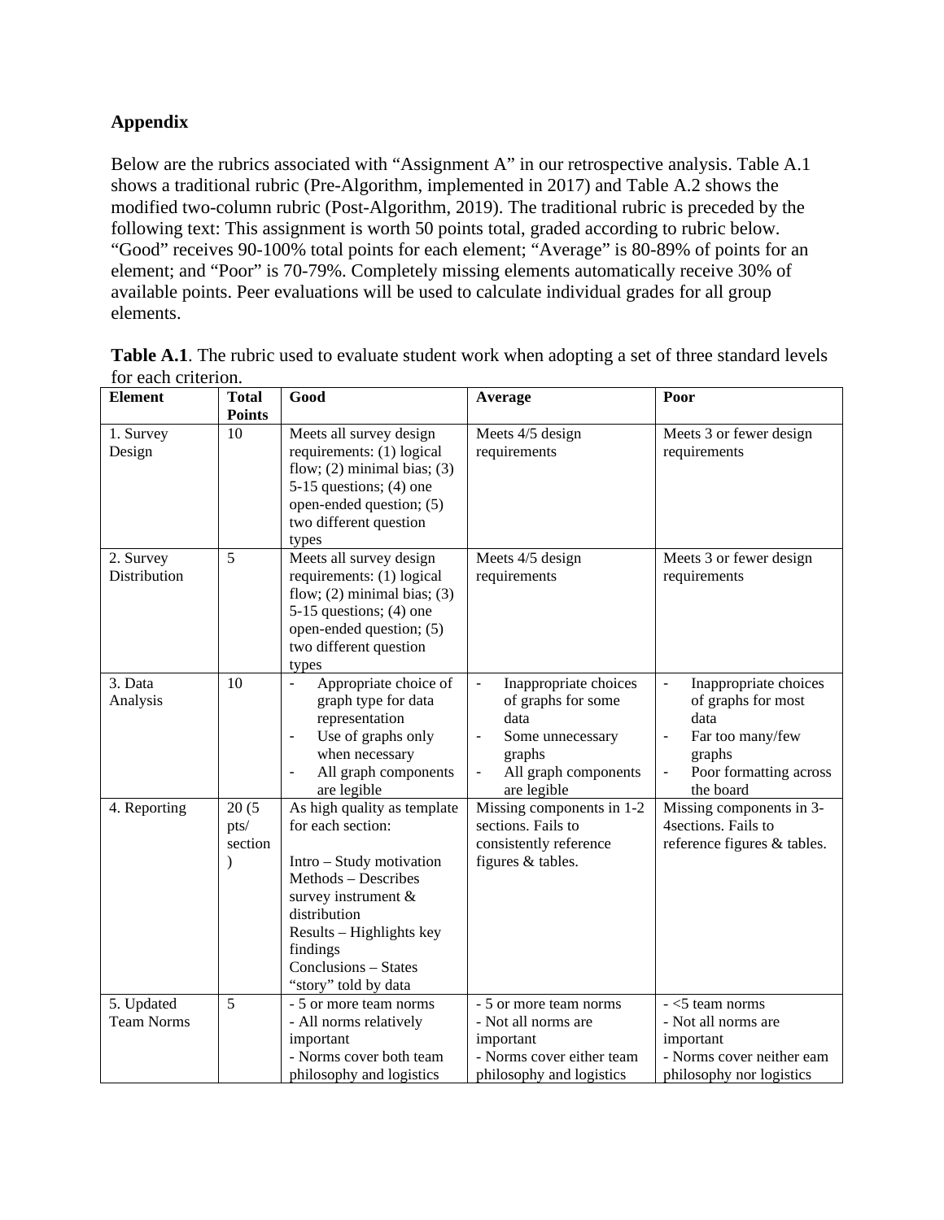**Appendix**

Below are the rubrics associated with "Assignment A" in our retrospective analysis. Table A.1 shows a traditional rubric (Pre-Algorithm, implemented in 2017) and Table A.2 shows the modified two-column rubric (Post-Algorithm, 2019). The traditional rubric is preceded by the following text: This assignment is worth 50 points total, graded according to rubric below. "Good" receives 90-100% total points for each element; "Average" is 80-89% of points for an element; and "Poor" is 70-79%. Completely missing elements automatically receive 30% of available points. Peer evaluations will be used to calculate individual grades for all group elements.

**Table A.1**. The rubric used to evaluate student work when adopting a set of three standard levels for each criterion.

| Element | Total Points | Good | Average | Poor |
|---|---|---|---|---|
| 1. Survey Design | 10 | Meets all survey design requirements: (1) logical flow; (2) minimal bias; (3) 5-15 questions; (4) one open-ended question; (5) two different question types | Meets 4/5 design requirements | Meets 3 or fewer design requirements |
| 2. Survey Distribution | 5 | Meets all survey design requirements: (1) logical flow; (2) minimal bias; (3) 5-15 questions; (4) one open-ended question; (5) two different question types | Meets 4/5 design requirements | Meets 3 or fewer design requirements |
| 3. Data Analysis | 10 | - Appropriate choice of graph type for data representation<br>- Use of graphs only when necessary<br>- All graph components are legible | - Inappropriate choices of graphs for some data<br>- Some unnecessary graphs<br>- All graph components are legible | - Inappropriate choices of graphs for most data<br>- Far too many/few graphs<br>- Poor formatting across the board |
| 4. Reporting | 20 (5 pts/ section) | As high quality as template for each section:<br><br>Intro – Study motivation<br>Methods – Describes survey instrument & distribution<br>Results – Highlights key findings<br>Conclusions – States "story" told by data | Missing components in 1-2 sections. Fails to consistently reference figures & tables. | Missing components in 3-4sections. Fails to reference figures & tables. |
| 5. Updated Team Norms | 5 | - 5 or more team norms<br>- All norms relatively important<br>- Norms cover both team philosophy and logistics | - 5 or more team norms<br>- Not all norms are important<br>- Norms cover either team philosophy and logistics | - <5 team norms<br>- Not all norms are important<br>- Norms cover neither eam philosophy nor logistics |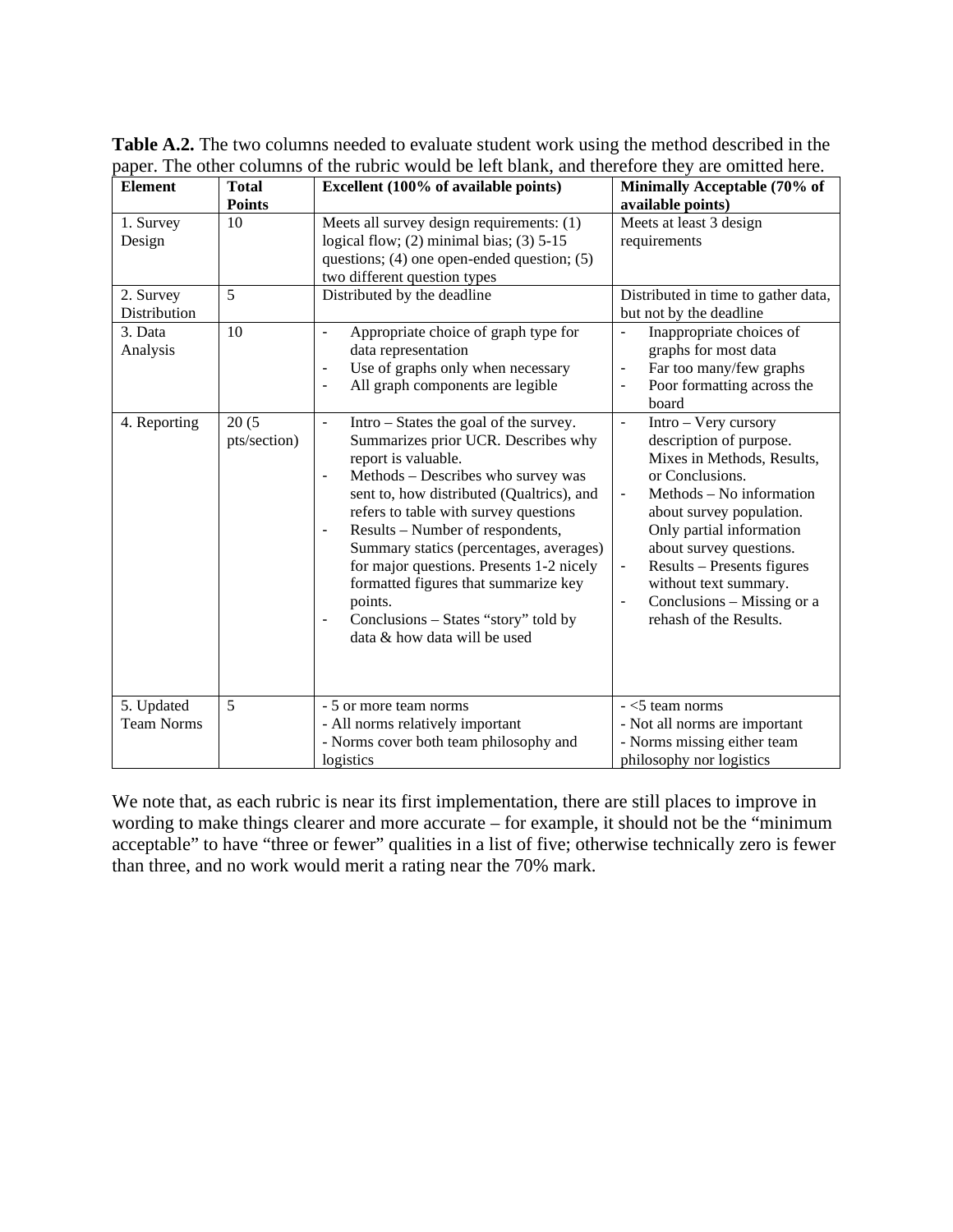**Table A.2.** The two columns needed to evaluate student work using the method described in the paper. The other columns of the rubric would be left blank, and therefore they are omitted here.

| Element | Total Points | Excellent (100% of available points) | Minimally Acceptable (70% of available points) |
|---|---|---|---|
| 1. Survey Design | 10 | Meets all survey design requirements: (1) logical flow; (2) minimal bias; (3) 5-15 questions; (4) one open-ended question; (5) two different question types | Meets at least 3 design requirements |
| 2. Survey Distribution | 5 | Distributed by the deadline | Distributed in time to gather data, but not by the deadline |
| 3. Data Analysis | 10 | - Appropriate choice of graph type for data representation<br>- Use of graphs only when necessary<br>- All graph components are legible | - Inappropriate choices of graphs for most data<br>- Far too many/few graphs<br>- Poor formatting across the board |
| 4. Reporting | 20 (5 pts/section) | - Intro – States the goal of the survey. Summarizes prior UCR. Describes why report is valuable.<br>- Methods – Describes who survey was sent to, how distributed (Qualtrics), and refers to table with survey questions<br>- Results – Number of respondents, Summary statics (percentages, averages) for major questions. Presents 1-2 nicely formatted figures that summarize key points.<br>- Conclusions – States "story" told by data & how data will be used | - Intro – Very cursory description of purpose. Mixes in Methods, Results, or Conclusions.<br>- Methods – No information about survey population. Only partial information about survey questions.<br>- Results – Presents figures without text summary.<br>- Conclusions – Missing or a rehash of the Results. |
| 5. Updated Team Norms | 5 | - 5 or more team norms<br>- All norms relatively important<br>- Norms cover both team philosophy and logistics | - <5 team norms<br>- Not all norms are important<br>- Norms missing either team philosophy nor logistics |

We note that, as each rubric is near its first implementation, there are still places to improve in wording to make things clearer and more accurate – for example, it should not be the "minimum acceptable" to have "three or fewer" qualities in a list of five; otherwise technically zero is fewer than three, and no work would merit a rating near the 70% mark.